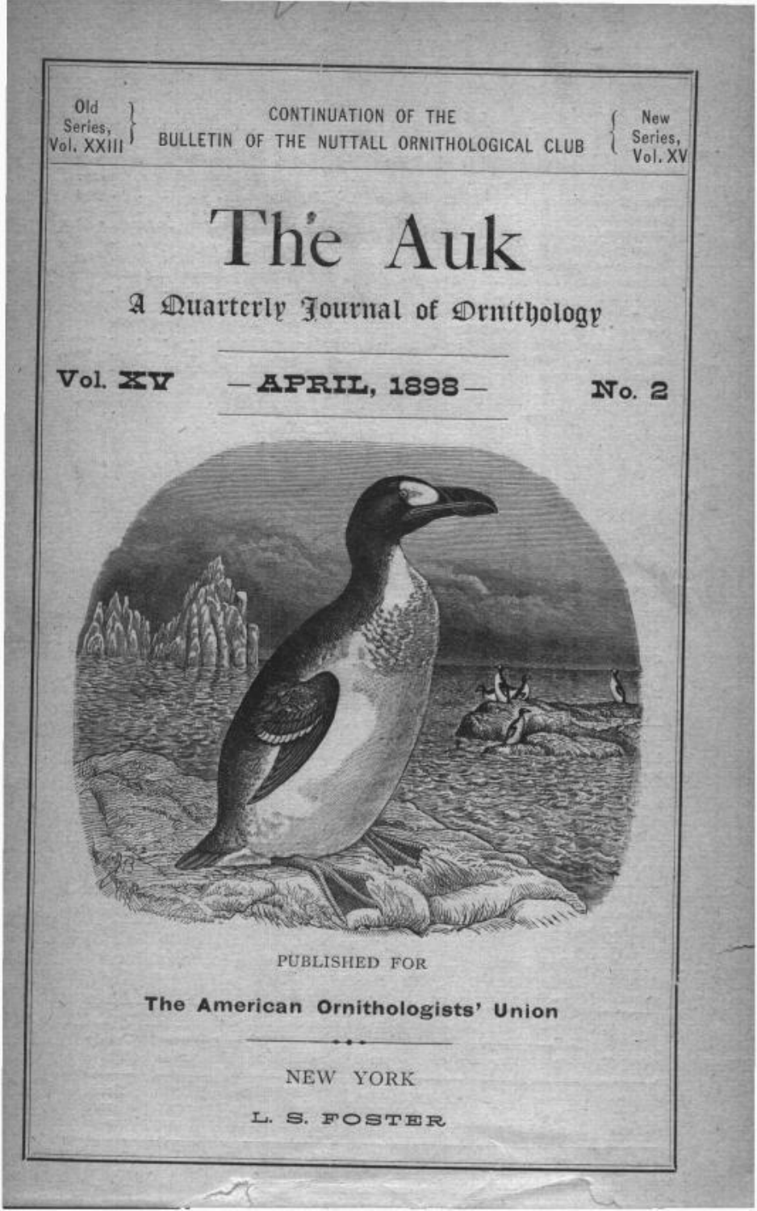Old Series, Vol. XXIII

CONTINUATION OF THE
BULLETIN OF THE NUTTALL ORNITHOLOGICAL CLUB

New Series, Vol. XV

# The Auk

## A Quarterly Journal of Ornithology

**Vol. XV** — **APRIL, 1898** — **No. 2**

PUBLISHED FOR

**The American Ornithologists' Union**

NEW YORK

L. S. FOSTER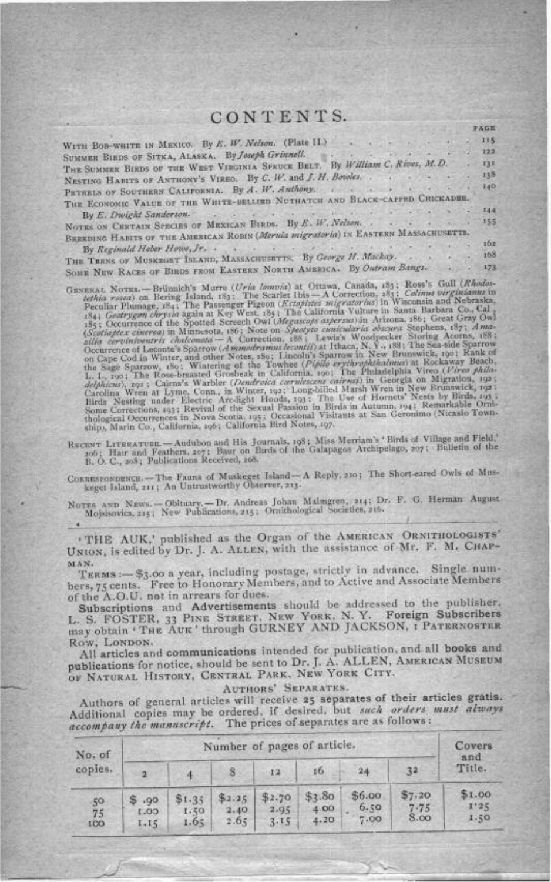# CONTENTS.

| | PAGE |
|---|---|
| WITH BOB-WHITE IN MEXICO. By *E. W. Nelson.* (Plate II.) | 115 |
| SUMMER BIRDS OF SITKA, ALASKA. By *Joseph Grinnell.* | 122 |
| THE SUMMER BIRDS OF THE WEST VIRGINIA SPRUCE BELT. By *William C. Rives, M.D.* | 131 |
| NESTING HABITS OF ANTHONY'S VIREO. By *C. W.* and *J. H. Bowles.* | 138 |
| PETRELS OF SOUTHERN CALIFORNIA. By *A. W. Anthony.* | 140 |
| THE ECONOMIC VALUE OF THE WHITE-BELLIED NUTHATCH AND BLACK-CAPPED CHICKADEE. By *E. Dwight Sanderson.* | 144 |
| NOTES ON CERTAIN SPECIES OF MEXICAN BIRDS. By *E. W. Nelson.* | 155 |
| BREEDING HABITS OF THE AMERICAN ROBIN (*Merula migratoria*) IN EASTERN MASSACHUSETTS. By *Reginald Heber Howe, Jr.* | 162 |
| THE TERNS OF MUSKEGET ISLAND, MASSACHUSETTS. By *George H. Mackay.* | 168 |
| SOME NEW RACES OF BIRDS FROM EASTERN NORTH AMERICA. By *Outram Bangs.* | 173 |

GENERAL NOTES.—Brünnich's Murre (*Uria lomvia*) at Ottawa, Canada, 183; Ross's Gull (*Rhodostethia rosea*) on Bering Island, 183; The Scarlet Ibis—A Correction, 183; *Colinus virginianus* in Peculiar Plumage, 184; The Passenger Pigeon (*Ectopistes migratorius*) in Wisconsin and Nebraska, 184; *Geotrygon chrysia* again at Key West, 185; The California Vulture in Santa Barbara Co., Cal., 185; Occurrence of the Spotted Screech Owl (*Megascops asperus*) in Arizona, 186; Great Gray Owl (*Scotiaptex cinerea*) in Minnesota, 186; Note on *Speotyto cunicularia obscura* Stephens, 187; *Amazilia cerviniventris chalconota*—A Correction, 188; Lewis's Woodpecker Storing Acorns, 188; Occurrence of Leconte's Sparrow (*Ammodramus lecontii*) at Ithaca, N. Y., 188; The Sea-side Sparrow on Cape Cod in Winter, and other Notes, 189; Lincoln's Sparrow in New Brunswick, 190; Rank of the Sage Sparrow, 189; Wintering of the Towhee (*Pipilo erythrophthalmus*) at Rockaway Beach, L. I., 190; The Rose-breasted Grosbeak in California, 190; The Philadelphia Vireo (*Vireo philadelphicus*), 191; Cairns's Warbler (*Dendroica cærulescens cairnsi*) in Georgia on Migration, 192; Carolina Wren at Lyme, Conn., in Winter, 192; Long-billed Marsh Wren in New Brunswick, 192; Birds Nesting under Electric Arc-light Hoods, 193; The Use of Hornets' Nests by Birds, 193; Some Corrections, 193; Revival of the Sexual Passion in Birds in Autumn, 194; Remarkable Ornithological Occurrences in Nova Scotia, 195; Occasional Visitants at San Geronimo (Nicasio Township), Marin Co., California, 196; California Bird Notes, 197.

RECENT LITERATURE.—Audubon and His Journals, 198; Miss Merriam's 'Birds of Village and Field,' 206; Hair and Feathers, 207; Baur on Birds of the Galapagos Archipelago, 207; Bulletin of the B. O. C., 208; Publications Received, 208.

CORRESPONDENCE.—The Fauna of Muskeget Island—A Reply, 210; The Short-eared Owls of Muskeget Island, 211; An Untrustworthy Observer, 213.

NOTES AND NEWS.—Obituary.—Dr. Andreas Johan Malmgren, 214; Dr. F. G. Herman August Mojsisovics, 215; New Publications, 215; Ornithological Societies, 216.

'THE AUK,' published as the Organ of the AMERICAN ORNITHOLOGISTS' UNION, is edited by Dr. J. A. ALLEN, with the assistance of Mr. F. M. CHAPMAN.

TERMS:—$3.00 a year, including postage, strictly in advance. Single numbers, 75 cents. Free to Honorary Members, and to Active and Associate Members of the A.O.U. not in arrears for dues.

**Subscriptions** and **Advertisements** should be addressed to the publisher, L. S. FOSTER, 33 PINE STREET, NEW YORK, N. Y. **Foreign Subscribers** may obtain 'THE AUK' through GURNEY AND JACKSON, 1 PATERNOSTER ROW, LONDON.

All **articles** and **communications** intended for publication, and all **books** and **publications** for notice, should be sent to Dr. J. A. ALLEN, AMERICAN MUSEUM OF NATURAL HISTORY, CENTRAL PARK, NEW YORK CITY.

AUTHORS' SEPARATES.

Authors of general articles will receive **25** separates of their articles gratis. Additional copies may be ordered, if desired, but *such orders must always accompany the manuscript.* The prices of separates are as follows:

| No. of copies. | Number of pages of article. | | | | | | | Covers and Title. |
|---|---|---|---|---|---|---|---|---|
| | 2 | 4 | 8 | 12 | 16 | 24 | 32 | |
| 50 | $ .90 | $1.35 | $2.25 | $2.70 | $3.80 | $6.00 | $7.20 | $1.00 |
| 75 | 1.00 | 1.50 | 2.40 | 2.95 | 4.00 | 6.50 | 7.75 | 1.25 |
| 100 | 1.15 | 1.65 | 2.65 | 3.15 | 4.20 | 7.00 | 8.00 | 1.50 |